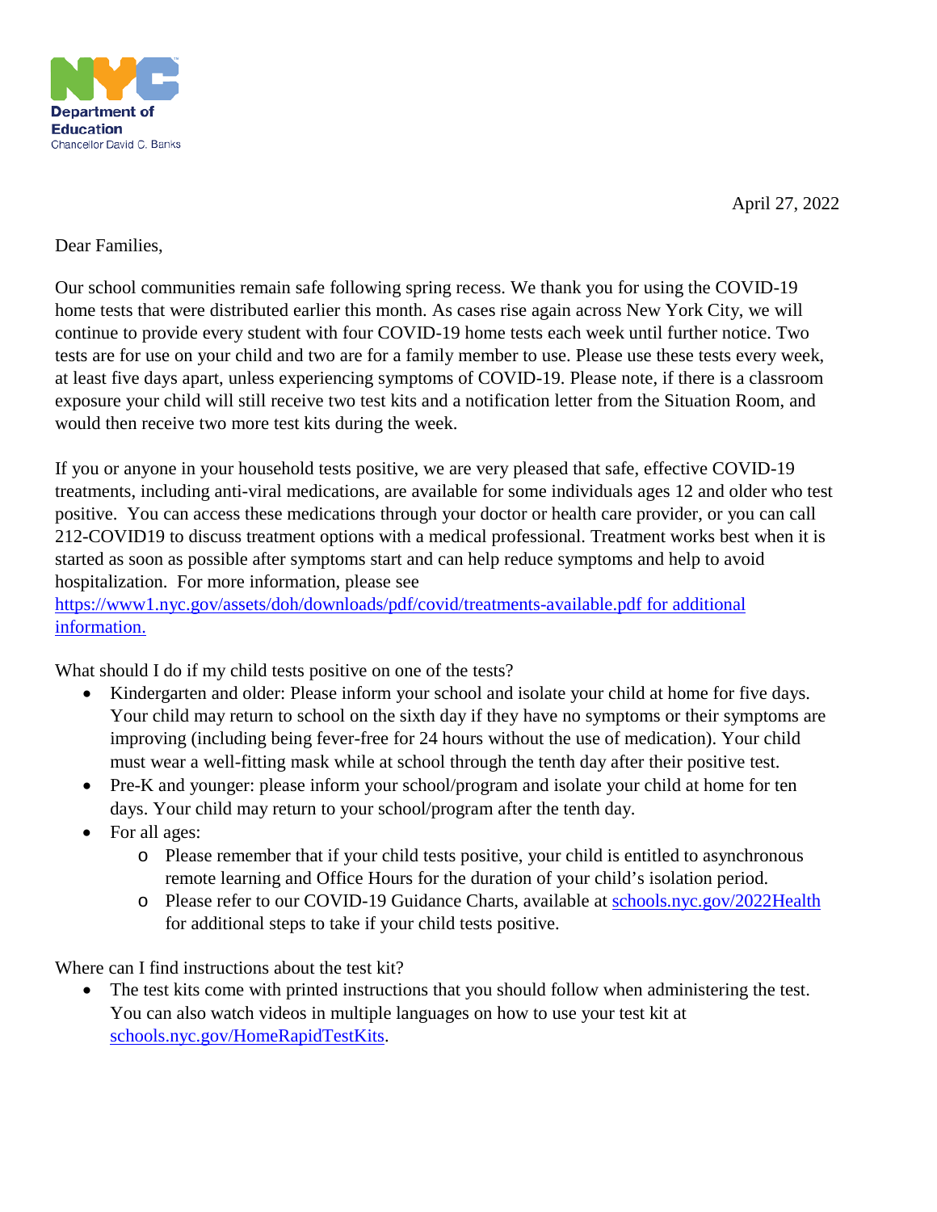NYC Department of Education
Chancellor David C. Banks

April 27, 2022

Dear Families,

Our school communities remain safe following spring recess. We thank you for using the COVID-19 home tests that were distributed earlier this month. As cases rise again across New York City, we will continue to provide every student with four COVID-19 home tests each week until further notice. Two tests are for use on your child and two are for a family member to use. Please use these tests every week, at least five days apart, unless experiencing symptoms of COVID-19. Please note, if there is a classroom exposure your child will still receive two test kits and a notification letter from the Situation Room, and would then receive two more test kits during the week.

If you or anyone in your household tests positive, we are very pleased that safe, effective COVID-19 treatments, including anti-viral medications, are available for some individuals ages 12 and older who test positive. You can access these medications through your doctor or health care provider, or you can call 212-COVID19 to discuss treatment options with a medical professional. Treatment works best when it is started as soon as possible after symptoms start and can help reduce symptoms and help to avoid hospitalization. For more information, please see https://www1.nyc.gov/assets/doh/downloads/pdf/covid/treatments-available.pdf for additional information.

What should I do if my child tests positive on one of the tests?

- Kindergarten and older: Please inform your school and isolate your child at home for five days. Your child may return to school on the sixth day if they have no symptoms or their symptoms are improving (including being fever-free for 24 hours without the use of medication). Your child must wear a well-fitting mask while at school through the tenth day after their positive test.
- Pre-K and younger: please inform your school/program and isolate your child at home for ten days. Your child may return to your school/program after the tenth day.
- For all ages:
  - Please remember that if your child tests positive, your child is entitled to asynchronous remote learning and Office Hours for the duration of your child's isolation period.
  - Please refer to our COVID-19 Guidance Charts, available at schools.nyc.gov/2022Health for additional steps to take if your child tests positive.

Where can I find instructions about the test kit?

- The test kits come with printed instructions that you should follow when administering the test. You can also watch videos in multiple languages on how to use your test kit at schools.nyc.gov/HomeRapidTestKits.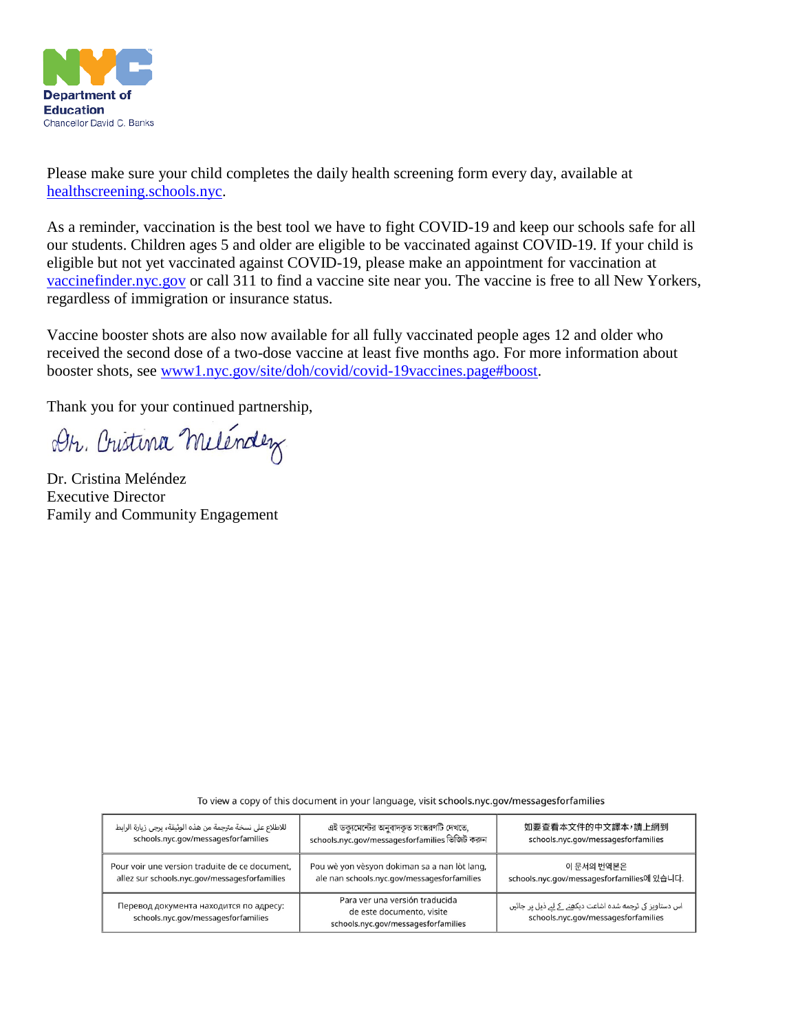Department of Education
Chancellor David C. Banks

Please make sure your child completes the daily health screening form every day, available at [healthscreening.schools.nyc](healthscreening.schools.nyc).

As a reminder, vaccination is the best tool we have to fight COVID-19 and keep our schools safe for all our students. Children ages 5 and older are eligible to be vaccinated against COVID-19. If your child is eligible but not yet vaccinated against COVID-19, please make an appointment for vaccination at [vaccinefinder.nyc.gov](vaccinefinder.nyc.gov) or call 311 to find a vaccine site near you. The vaccine is free to all New Yorkers, regardless of immigration or insurance status.

Vaccine booster shots are also now available for all fully vaccinated people ages 12 and older who received the second dose of a two-dose vaccine at least five months ago. For more information about booster shots, see [www1.nyc.gov/site/doh/covid/covid-19vaccines.page#boost](www1.nyc.gov/site/doh/covid/covid-19vaccines.page#boost).

Thank you for your continued partnership,

Dr. Cristina Meléndez

Dr. Cristina Meléndez
Executive Director
Family and Community Engagement

To view a copy of this document in your language, visit schools.nyc.gov/messagesforfamilies

| | | |
|---|---|---|
| للاطلاع على نسخة مترجمة من هذه الوثيقة، يرجى زيارة الرابط schools.nyc.gov/messagesforfamilies | এই ডকুমেন্টের অনুবাদকৃত সংস্করণটি দেখতে, schools.nyc.gov/messagesforfamilies ভিজিট করুন | 如要查看本文件的中文譯本，請上網到 schools.nyc.gov/messagesforfamilies |
| Pour voir une version traduite de ce document, allez sur schools.nyc.gov/messagesforfamilies | Pou wè yon vèsyon dokiman sa a nan lòt lang, ale nan schools.nyc.gov/messagesforfamilies | 이 문서의 번역본은 schools.nyc.gov/messagesforfamilies에 있습니다. |
| Перевод документа находится по адресу: schools.nyc.gov/messagesforfamilies | Para ver una versión traducida de este documento, visite schools.nyc.gov/messagesforfamilies | اس دستاویز کی ترجمہ شدہ اشاعت دیکھنے کے لیے ذیل پر جائیں schools.nyc.gov/messagesforfamilies |